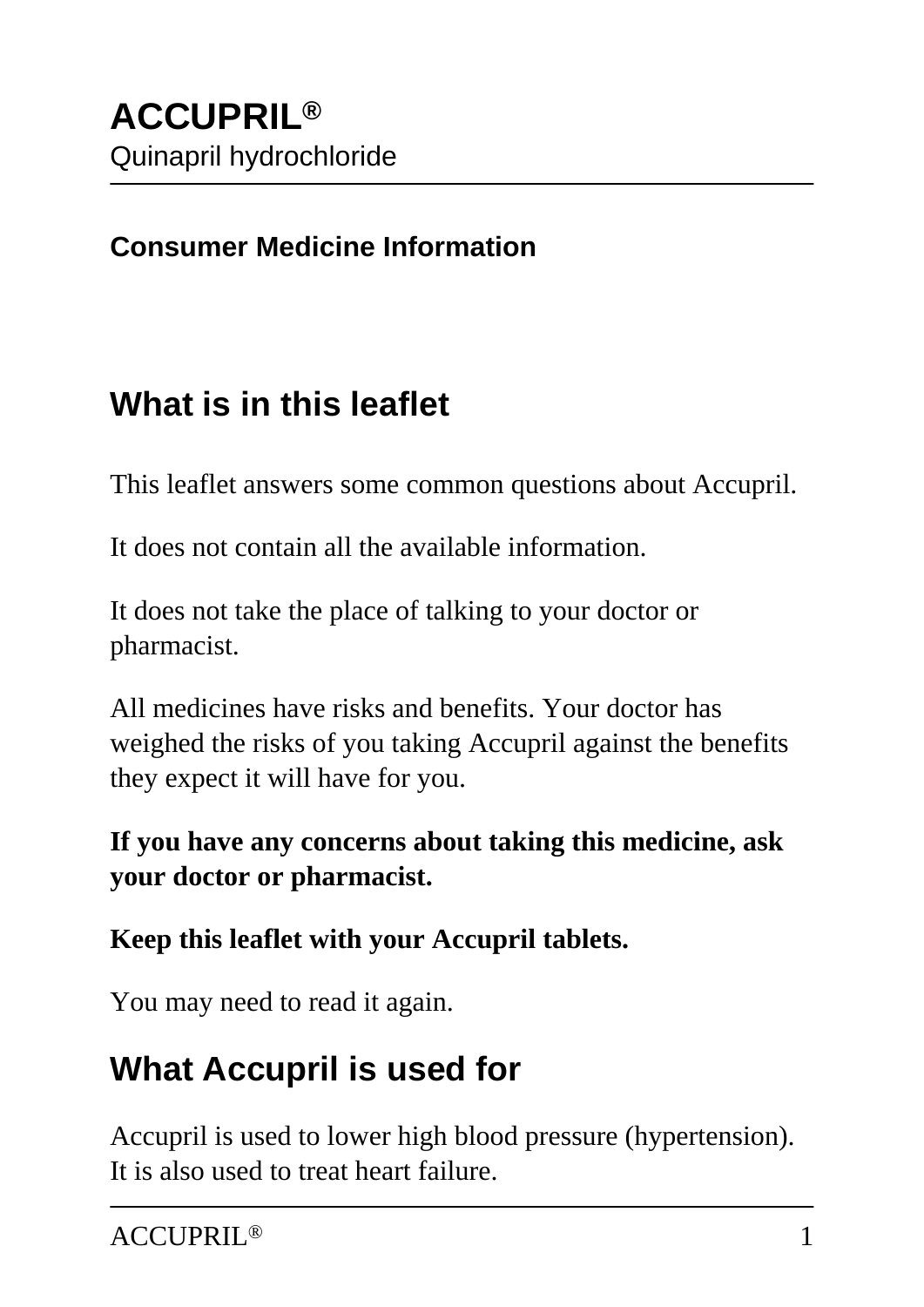# ACCUPRIL®

Quinapril hydrochloride

**Consumer Medicine Information**

## What is in this leaflet

This leaflet answers some common questions about Accupril.

It does not contain all the available information.

It does not take the place of talking to your doctor or pharmacist.

All medicines have risks and benefits. Your doctor has weighed the risks of you taking Accupril against the benefits they expect it will have for you.

**If you have any concerns about taking this medicine, ask your doctor or pharmacist.**

**Keep this leaflet with your Accupril tablets.**

You may need to read it again.

## What Accupril is used for

Accupril is used to lower high blood pressure (hypertension). It is also used to treat heart failure.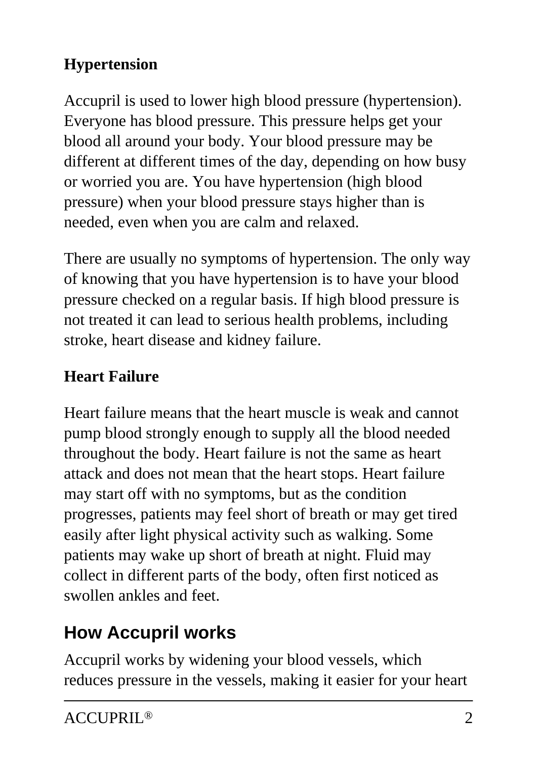**Hypertension**

Accupril is used to lower high blood pressure (hypertension). Everyone has blood pressure. This pressure helps get your blood all around your body. Your blood pressure may be different at different times of the day, depending on how busy or worried you are. You have hypertension (high blood pressure) when your blood pressure stays higher than is needed, even when you are calm and relaxed.

There are usually no symptoms of hypertension. The only way of knowing that you have hypertension is to have your blood pressure checked on a regular basis. If high blood pressure is not treated it can lead to serious health problems, including stroke, heart disease and kidney failure.

**Heart Failure**

Heart failure means that the heart muscle is weak and cannot pump blood strongly enough to supply all the blood needed throughout the body. Heart failure is not the same as heart attack and does not mean that the heart stops. Heart failure may start off with no symptoms, but as the condition progresses, patients may feel short of breath or may get tired easily after light physical activity such as walking. Some patients may wake up short of breath at night. Fluid may collect in different parts of the body, often first noticed as swollen ankles and feet.

## How Accupril works

Accupril works by widening your blood vessels, which reduces pressure in the vessels, making it easier for your heart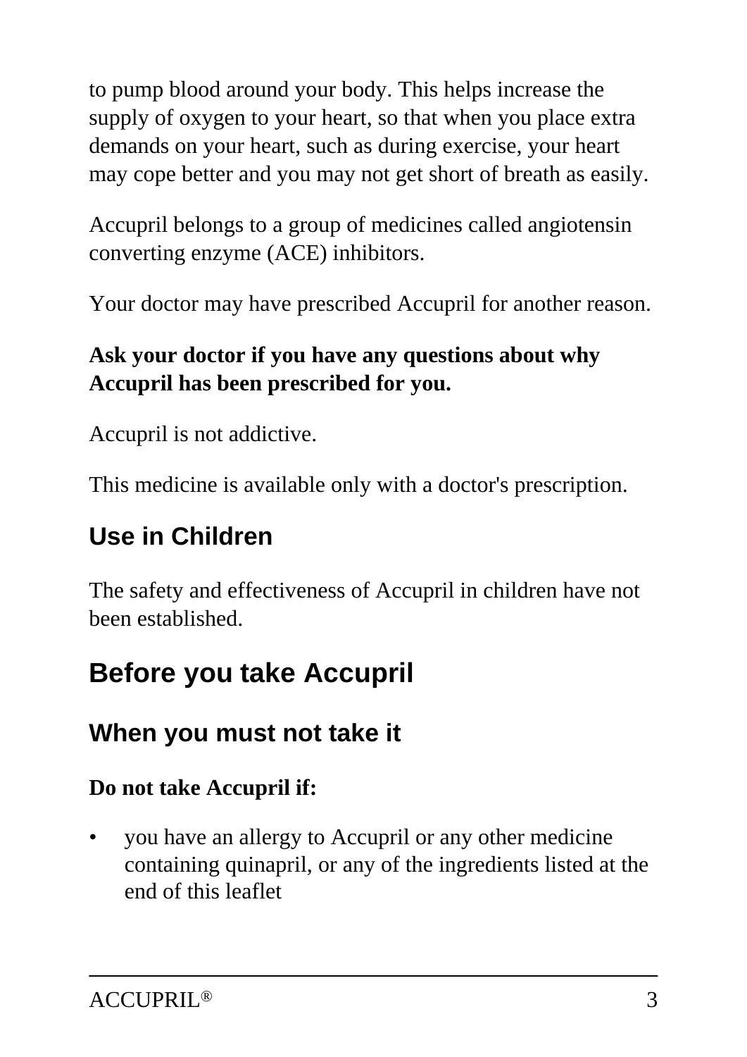to pump blood around your body. This helps increase the supply of oxygen to your heart, so that when you place extra demands on your heart, such as during exercise, your heart may cope better and you may not get short of breath as easily.

Accupril belongs to a group of medicines called angiotensin converting enzyme (ACE) inhibitors.

Your doctor may have prescribed Accupril for another reason.

**Ask your doctor if you have any questions about why Accupril has been prescribed for you.**

Accupril is not addictive.

This medicine is available only with a doctor's prescription.

### Use in Children

The safety and effectiveness of Accupril in children have not been established.

## Before you take Accupril

### When you must not take it

**Do not take Accupril if:**

- you have an allergy to Accupril or any other medicine containing quinapril, or any of the ingredients listed at the end of this leaflet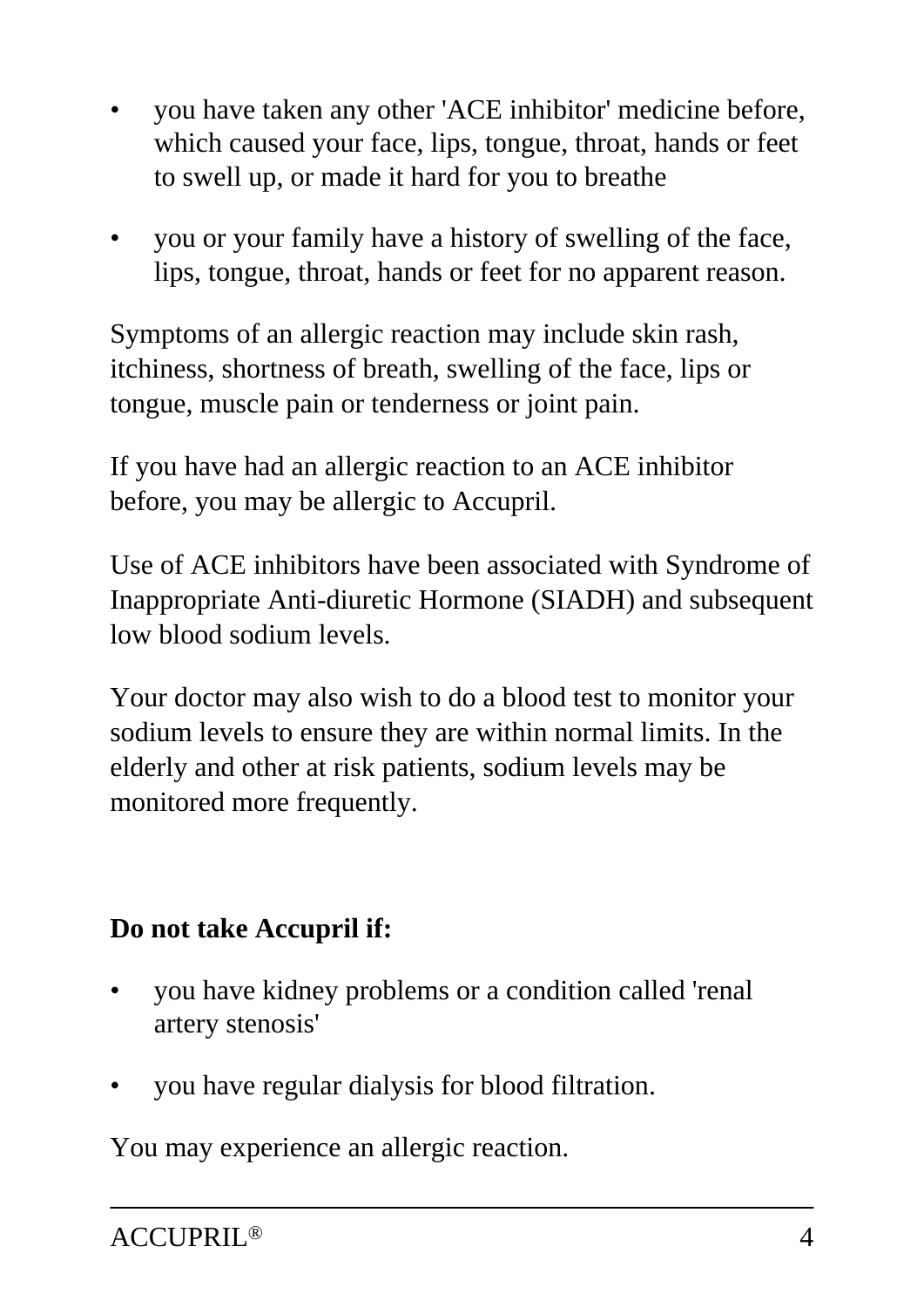- you have taken any other 'ACE inhibitor' medicine before, which caused your face, lips, tongue, throat, hands or feet to swell up, or made it hard for you to breathe
- you or your family have a history of swelling of the face, lips, tongue, throat, hands or feet for no apparent reason.

Symptoms of an allergic reaction may include skin rash, itchiness, shortness of breath, swelling of the face, lips or tongue, muscle pain or tenderness or joint pain.

If you have had an allergic reaction to an ACE inhibitor before, you may be allergic to Accupril.

Use of ACE inhibitors have been associated with Syndrome of Inappropriate Anti-diuretic Hormone (SIADH) and subsequent low blood sodium levels.

Your doctor may also wish to do a blood test to monitor your sodium levels to ensure they are within normal limits. In the elderly and other at risk patients, sodium levels may be monitored more frequently.

**Do not take Accupril if:**

- you have kidney problems or a condition called 'renal artery stenosis'
- you have regular dialysis for blood filtration.

You may experience an allergic reaction.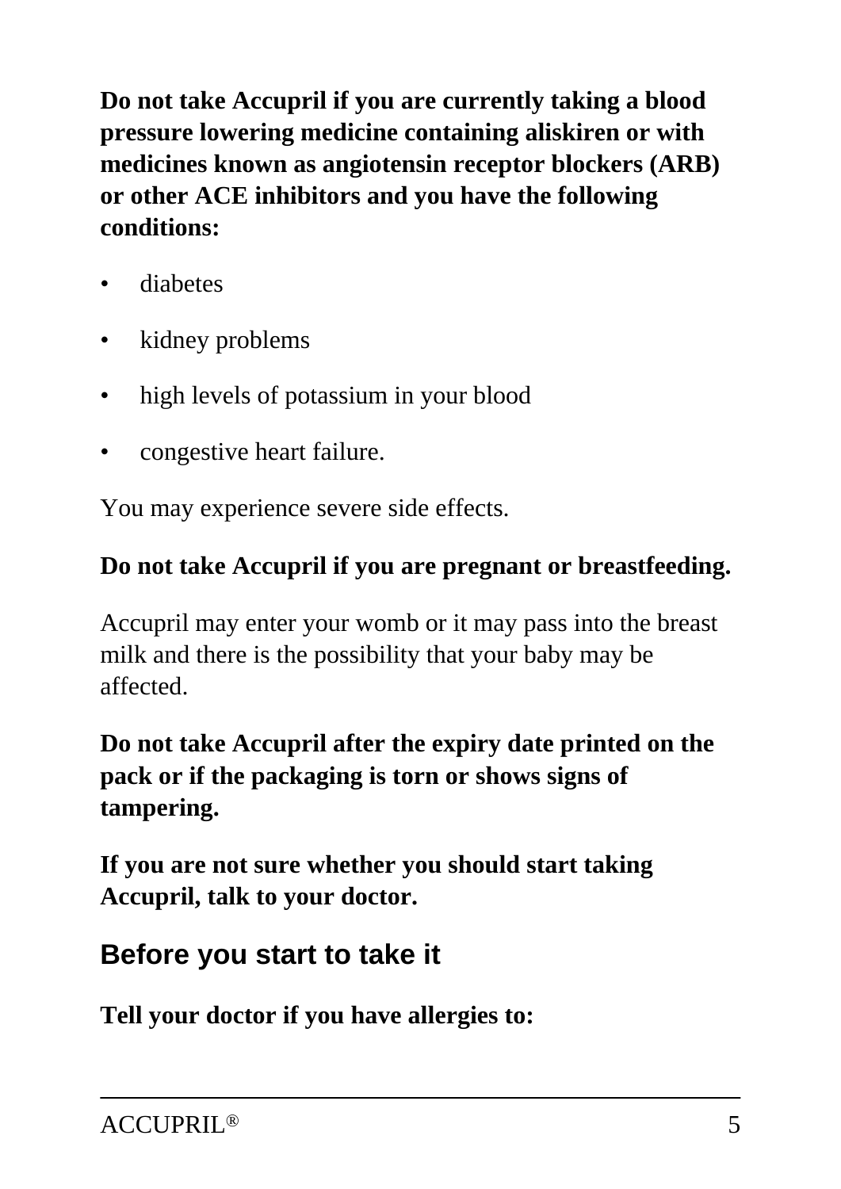**Do not take Accupril if you are currently taking a blood pressure lowering medicine containing aliskiren or with medicines known as angiotensin receptor blockers (ARB) or other ACE inhibitors and you have the following conditions:**

- diabetes
- kidney problems
- high levels of potassium in your blood
- congestive heart failure.

You may experience severe side effects.

**Do not take Accupril if you are pregnant or breastfeeding.**

Accupril may enter your womb or it may pass into the breast milk and there is the possibility that your baby may be affected.

**Do not take Accupril after the expiry date printed on the pack or if the packaging is torn or shows signs of tampering.**

**If you are not sure whether you should start taking Accupril, talk to your doctor.**

## Before you start to take it

**Tell your doctor if you have allergies to:**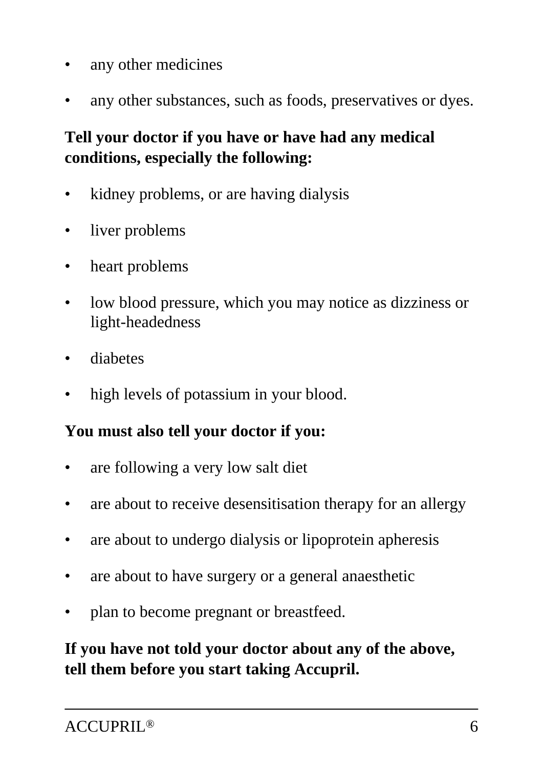- any other medicines
- any other substances, such as foods, preservatives or dyes.

**Tell your doctor if you have or have had any medical conditions, especially the following:**

- kidney problems, or are having dialysis
- liver problems
- heart problems
- low blood pressure, which you may notice as dizziness or light-headedness
- diabetes
- high levels of potassium in your blood.

**You must also tell your doctor if you:**

- are following a very low salt diet
- are about to receive desensitisation therapy for an allergy
- are about to undergo dialysis or lipoprotein apheresis
- are about to have surgery or a general anaesthetic
- plan to become pregnant or breastfeed.

**If you have not told your doctor about any of the above, tell them before you start taking Accupril.**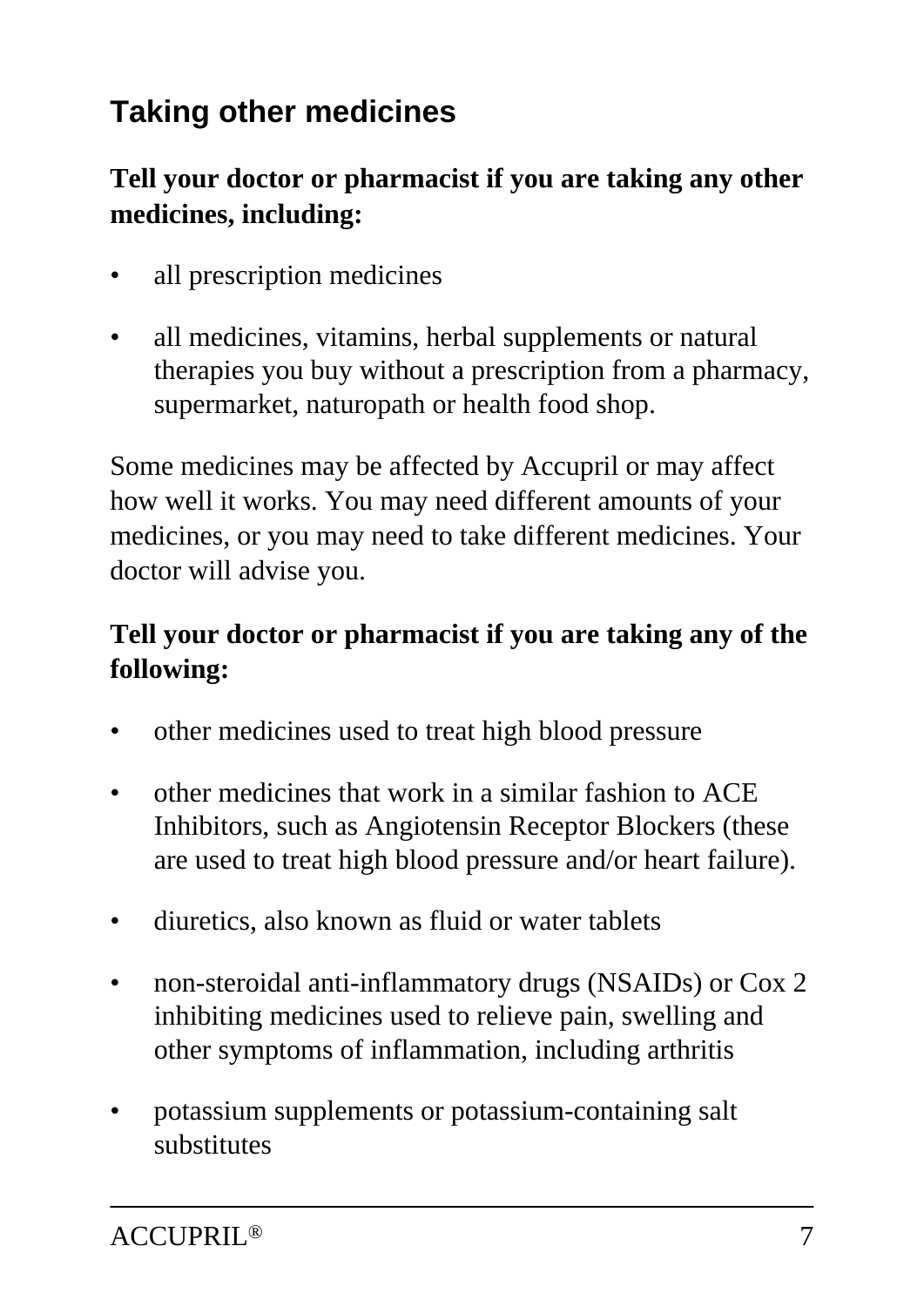## Taking other medicines

**Tell your doctor or pharmacist if you are taking any other medicines, including:**

- all prescription medicines
- all medicines, vitamins, herbal supplements or natural therapies you buy without a prescription from a pharmacy, supermarket, naturopath or health food shop.

Some medicines may be affected by Accupril or may affect how well it works. You may need different amounts of your medicines, or you may need to take different medicines. Your doctor will advise you.

**Tell your doctor or pharmacist if you are taking any of the following:**

- other medicines used to treat high blood pressure
- other medicines that work in a similar fashion to ACE Inhibitors, such as Angiotensin Receptor Blockers (these are used to treat high blood pressure and/or heart failure).
- diuretics, also known as fluid or water tablets
- non-steroidal anti-inflammatory drugs (NSAIDs) or Cox 2 inhibiting medicines used to relieve pain, swelling and other symptoms of inflammation, including arthritis
- potassium supplements or potassium-containing salt substitutes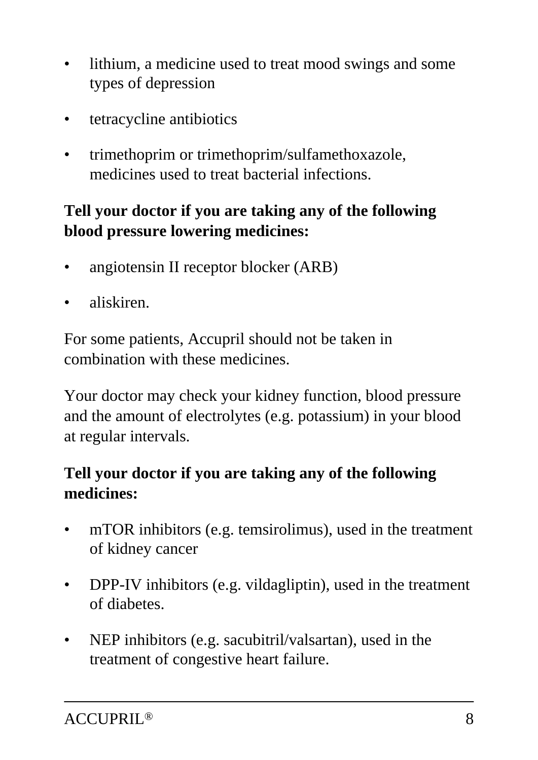- lithium, a medicine used to treat mood swings and some types of depression
- tetracycline antibiotics
- trimethoprim or trimethoprim/sulfamethoxazole, medicines used to treat bacterial infections.

**Tell your doctor if you are taking any of the following blood pressure lowering medicines:**

- angiotensin II receptor blocker (ARB)
- aliskiren.

For some patients, Accupril should not be taken in combination with these medicines.

Your doctor may check your kidney function, blood pressure and the amount of electrolytes (e.g. potassium) in your blood at regular intervals.

**Tell your doctor if you are taking any of the following medicines:**

- mTOR inhibitors (e.g. temsirolimus), used in the treatment of kidney cancer
- DPP-IV inhibitors (e.g. vildagliptin), used in the treatment of diabetes.
- NEP inhibitors (e.g. sacubitril/valsartan), used in the treatment of congestive heart failure.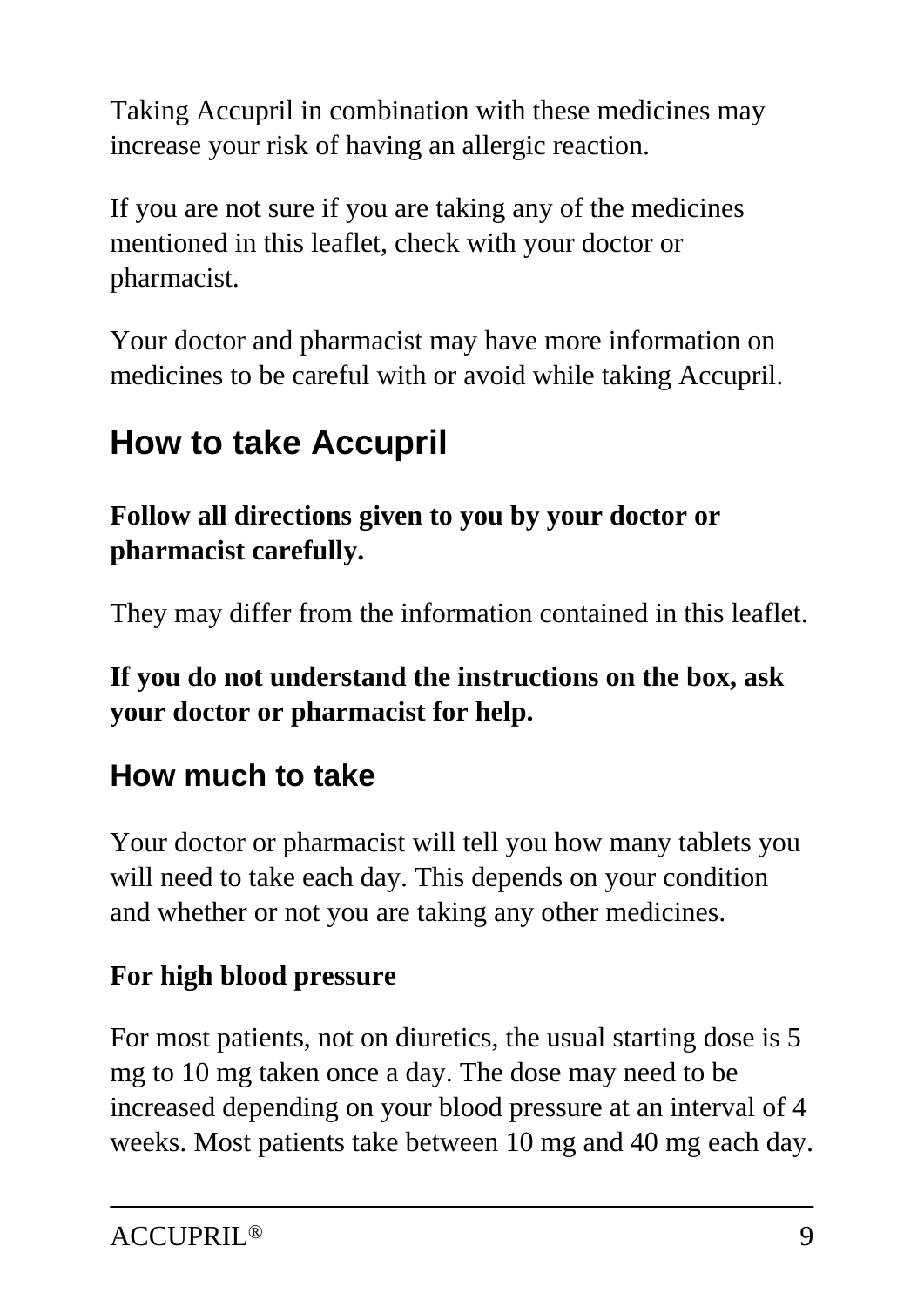Taking Accupril in combination with these medicines may increase your risk of having an allergic reaction.

If you are not sure if you are taking any of the medicines mentioned in this leaflet, check with your doctor or pharmacist.

Your doctor and pharmacist may have more information on medicines to be careful with or avoid while taking Accupril.

# How to take Accupril

**Follow all directions given to you by your doctor or pharmacist carefully.**

They may differ from the information contained in this leaflet.

**If you do not understand the instructions on the box, ask your doctor or pharmacist for help.**

## How much to take

Your doctor or pharmacist will tell you how many tablets you will need to take each day. This depends on your condition and whether or not you are taking any other medicines.

**For high blood pressure**

For most patients, not on diuretics, the usual starting dose is 5 mg to 10 mg taken once a day. The dose may need to be increased depending on your blood pressure at an interval of 4 weeks. Most patients take between 10 mg and 40 mg each day.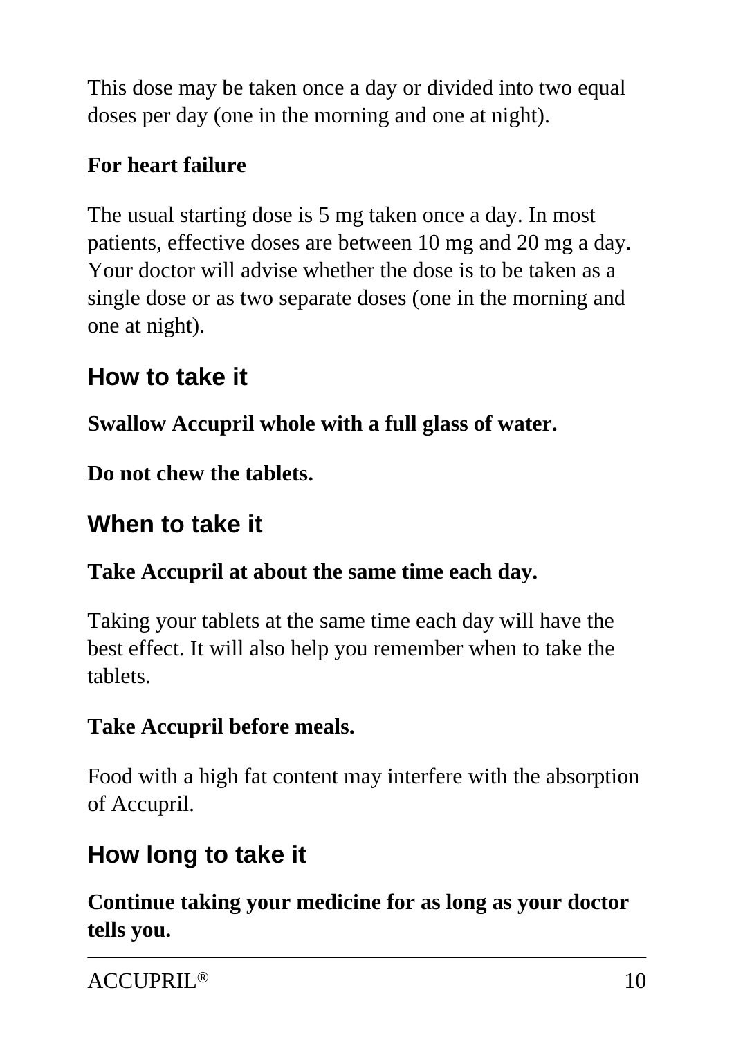This dose may be taken once a day or divided into two equal doses per day (one in the morning and one at night).

**For heart failure**

The usual starting dose is 5 mg taken once a day. In most patients, effective doses are between 10 mg and 20 mg a day. Your doctor will advise whether the dose is to be taken as a single dose or as two separate doses (one in the morning and one at night).

## How to take it

**Swallow Accupril whole with a full glass of water.**

**Do not chew the tablets.**

## When to take it

**Take Accupril at about the same time each day.**

Taking your tablets at the same time each day will have the best effect. It will also help you remember when to take the tablets.

**Take Accupril before meals.**

Food with a high fat content may interfere with the absorption of Accupril.

## How long to take it

**Continue taking your medicine for as long as your doctor tells you.**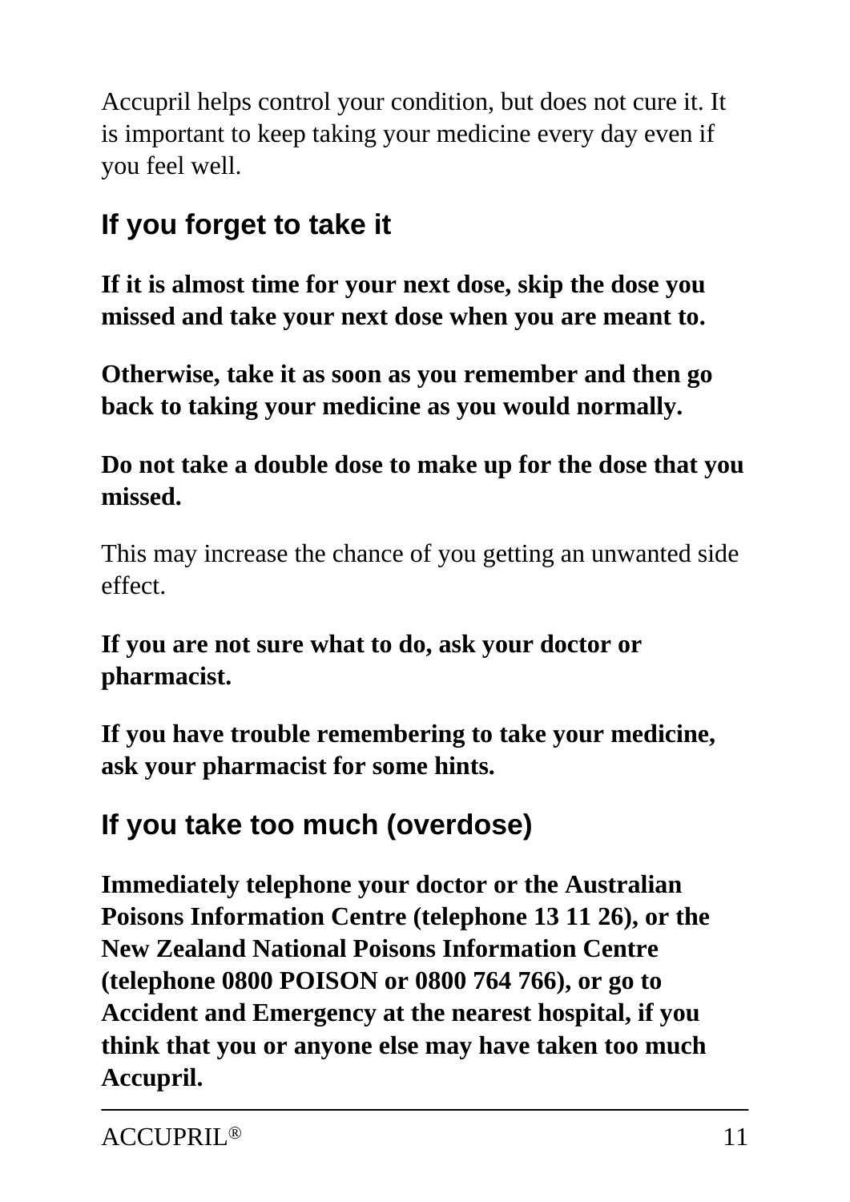Accupril helps control your condition, but does not cure it. It is important to keep taking your medicine every day even if you feel well.

## If you forget to take it

**If it is almost time for your next dose, skip the dose you missed and take your next dose when you are meant to.**

**Otherwise, take it as soon as you remember and then go back to taking your medicine as you would normally.**

**Do not take a double dose to make up for the dose that you missed.**

This may increase the chance of you getting an unwanted side effect.

**If you are not sure what to do, ask your doctor or pharmacist.**

**If you have trouble remembering to take your medicine, ask your pharmacist for some hints.**

## If you take too much (overdose)

**Immediately telephone your doctor or the Australian Poisons Information Centre (telephone 13 11 26), or the New Zealand National Poisons Information Centre (telephone 0800 POISON or 0800 764 766), or go to Accident and Emergency at the nearest hospital, if you think that you or anyone else may have taken too much Accupril.**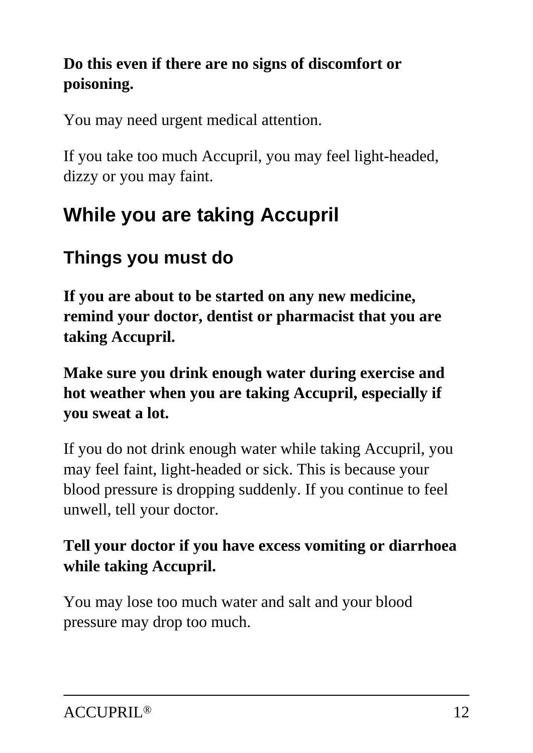**Do this even if there are no signs of discomfort or poisoning.**

You may need urgent medical attention.

If you take too much Accupril, you may feel light-headed, dizzy or you may faint.

## While you are taking Accupril

### Things you must do

**If you are about to be started on any new medicine, remind your doctor, dentist or pharmacist that you are taking Accupril.**

**Make sure you drink enough water during exercise and hot weather when you are taking Accupril, especially if you sweat a lot.**

If you do not drink enough water while taking Accupril, you may feel faint, light-headed or sick. This is because your blood pressure is dropping suddenly. If you continue to feel unwell, tell your doctor.

**Tell your doctor if you have excess vomiting or diarrhoea while taking Accupril.**

You may lose too much water and salt and your blood pressure may drop too much.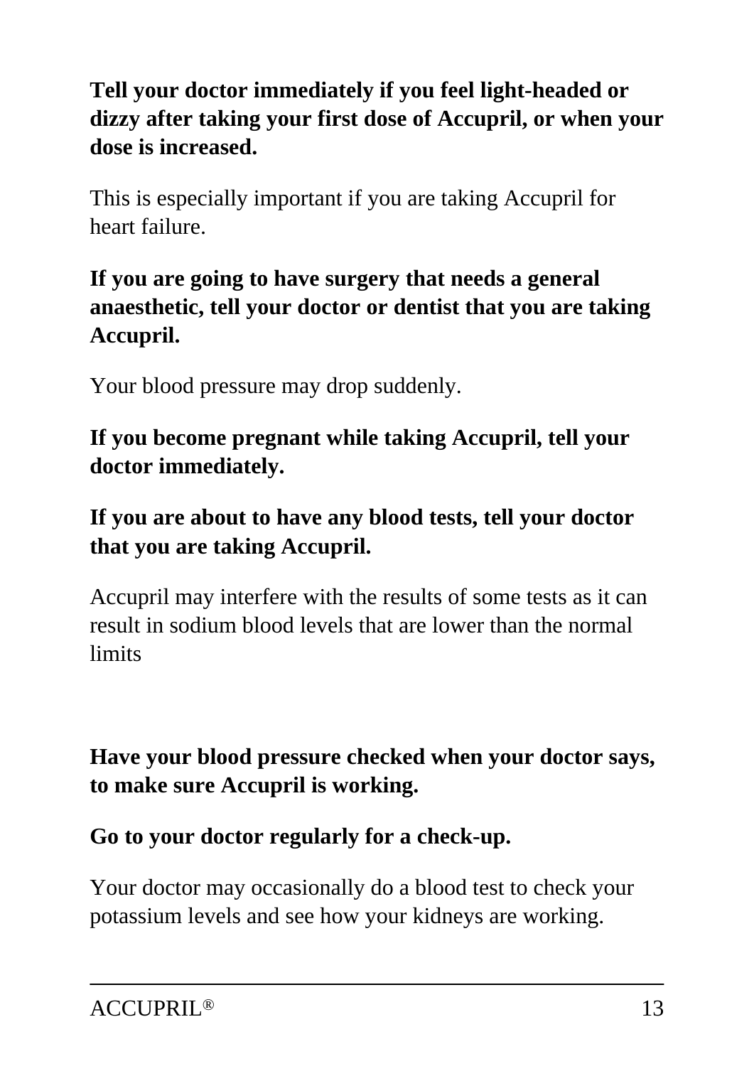**Tell your doctor immediately if you feel light-headed or dizzy after taking your first dose of Accupril, or when your dose is increased.**

This is especially important if you are taking Accupril for heart failure.

**If you are going to have surgery that needs a general anaesthetic, tell your doctor or dentist that you are taking Accupril.**

Your blood pressure may drop suddenly.

**If you become pregnant while taking Accupril, tell your doctor immediately.**

**If you are about to have any blood tests, tell your doctor that you are taking Accupril.**

Accupril may interfere with the results of some tests as it can result in sodium blood levels that are lower than the normal limits

**Have your blood pressure checked when your doctor says, to make sure Accupril is working.**

**Go to your doctor regularly for a check-up.**

Your doctor may occasionally do a blood test to check your potassium levels and see how your kidneys are working.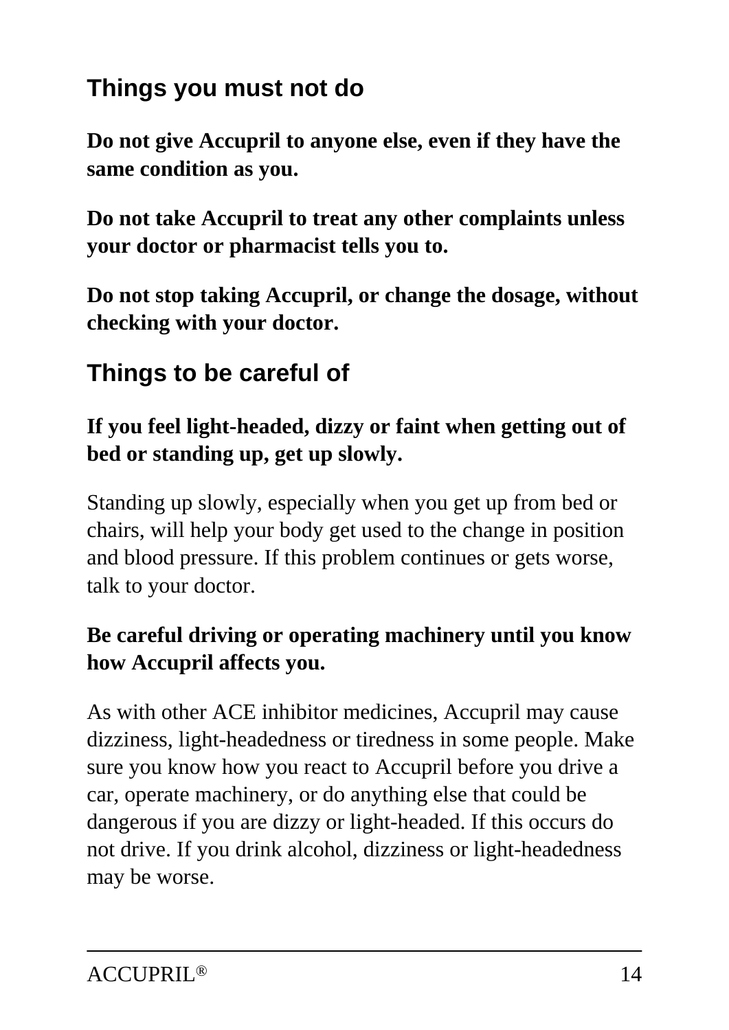## Things you must not do

**Do not give Accupril to anyone else, even if they have the same condition as you.**

**Do not take Accupril to treat any other complaints unless your doctor or pharmacist tells you to.**

**Do not stop taking Accupril, or change the dosage, without checking with your doctor.**

## Things to be careful of

**If you feel light-headed, dizzy or faint when getting out of bed or standing up, get up slowly.**

Standing up slowly, especially when you get up from bed or chairs, will help your body get used to the change in position and blood pressure. If this problem continues or gets worse, talk to your doctor.

**Be careful driving or operating machinery until you know how Accupril affects you.**

As with other ACE inhibitor medicines, Accupril may cause dizziness, light-headedness or tiredness in some people. Make sure you know how you react to Accupril before you drive a car, operate machinery, or do anything else that could be dangerous if you are dizzy or light-headed. If this occurs do not drive. If you drink alcohol, dizziness or light-headedness may be worse.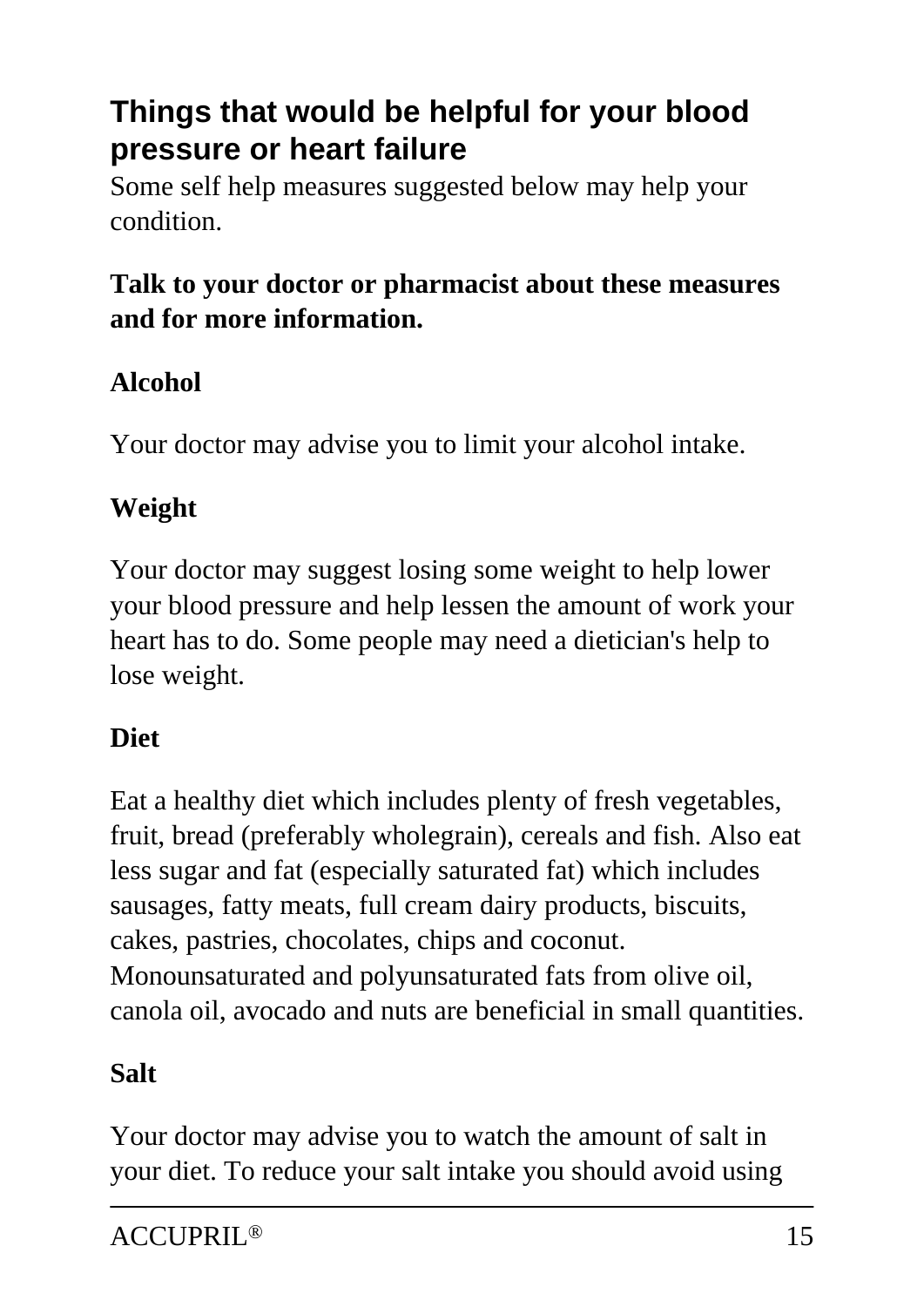## Things that would be helpful for your blood pressure or heart failure

Some self help measures suggested below may help your condition.

**Talk to your doctor or pharmacist about these measures and for more information.**

**Alcohol**

Your doctor may advise you to limit your alcohol intake.

**Weight**

Your doctor may suggest losing some weight to help lower your blood pressure and help lessen the amount of work your heart has to do. Some people may need a dietician's help to lose weight.

**Diet**

Eat a healthy diet which includes plenty of fresh vegetables, fruit, bread (preferably wholegrain), cereals and fish. Also eat less sugar and fat (especially saturated fat) which includes sausages, fatty meats, full cream dairy products, biscuits, cakes, pastries, chocolates, chips and coconut. Monounsaturated and polyunsaturated fats from olive oil, canola oil, avocado and nuts are beneficial in small quantities.

**Salt**

Your doctor may advise you to watch the amount of salt in your diet. To reduce your salt intake you should avoid using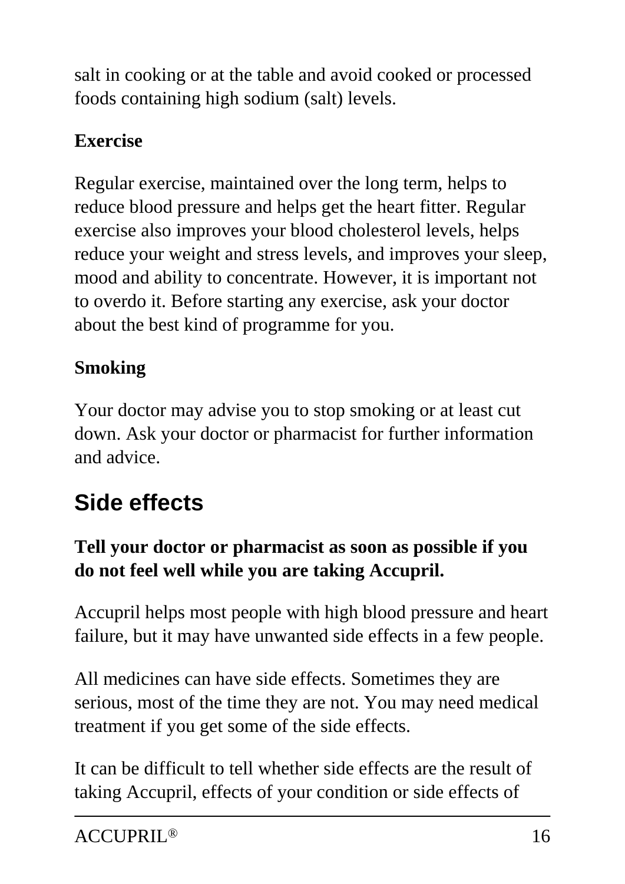salt in cooking or at the table and avoid cooked or processed foods containing high sodium (salt) levels.

**Exercise**

Regular exercise, maintained over the long term, helps to reduce blood pressure and helps get the heart fitter. Regular exercise also improves your blood cholesterol levels, helps reduce your weight and stress levels, and improves your sleep, mood and ability to concentrate. However, it is important not to overdo it. Before starting any exercise, ask your doctor about the best kind of programme for you.

**Smoking**

Your doctor may advise you to stop smoking or at least cut down. Ask your doctor or pharmacist for further information and advice.

## Side effects

**Tell your doctor or pharmacist as soon as possible if you do not feel well while you are taking Accupril.**

Accupril helps most people with high blood pressure and heart failure, but it may have unwanted side effects in a few people.

All medicines can have side effects. Sometimes they are serious, most of the time they are not. You may need medical treatment if you get some of the side effects.

It can be difficult to tell whether side effects are the result of taking Accupril, effects of your condition or side effects of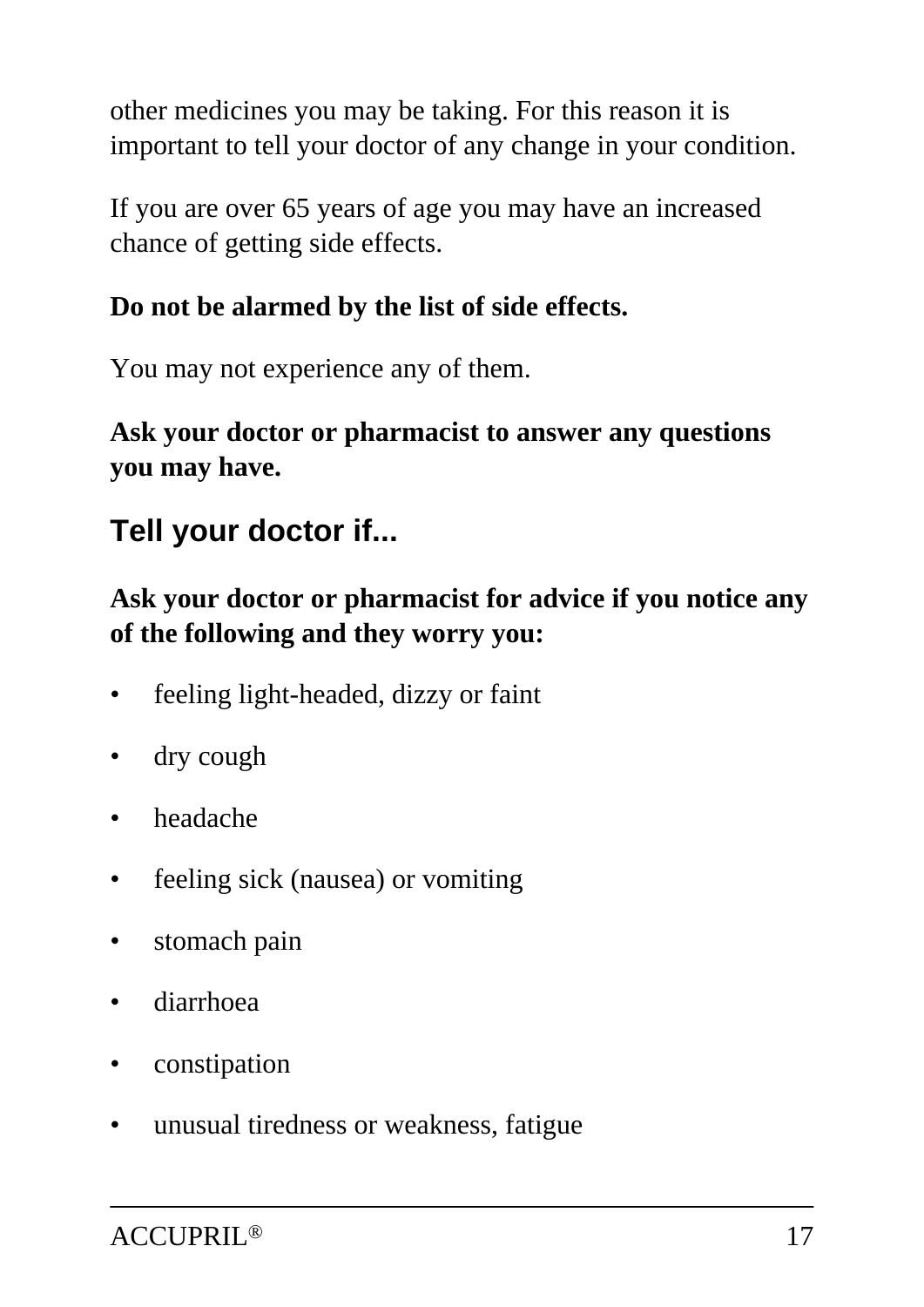other medicines you may be taking. For this reason it is important to tell your doctor of any change in your condition.

If you are over 65 years of age you may have an increased chance of getting side effects.

**Do not be alarmed by the list of side effects.**

You may not experience any of them.

**Ask your doctor or pharmacist to answer any questions you may have.**

## Tell your doctor if...

**Ask your doctor or pharmacist for advice if you notice any of the following and they worry you:**

- feeling light-headed, dizzy or faint
- dry cough
- headache
- feeling sick (nausea) or vomiting
- stomach pain
- diarrhoea
- constipation
- unusual tiredness or weakness, fatigue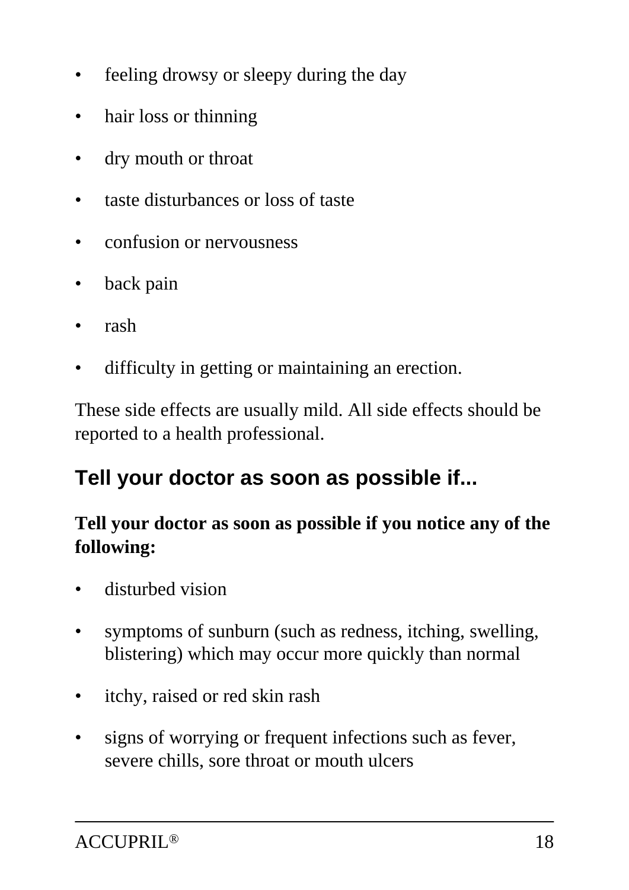- feeling drowsy or sleepy during the day
- hair loss or thinning
- dry mouth or throat
- taste disturbances or loss of taste
- confusion or nervousness
- back pain
- rash
- difficulty in getting or maintaining an erection.

These side effects are usually mild. All side effects should be reported to a health professional.

## Tell your doctor as soon as possible if...

**Tell your doctor as soon as possible if you notice any of the following:**

- disturbed vision
- symptoms of sunburn (such as redness, itching, swelling, blistering) which may occur more quickly than normal
- itchy, raised or red skin rash
- signs of worrying or frequent infections such as fever, severe chills, sore throat or mouth ulcers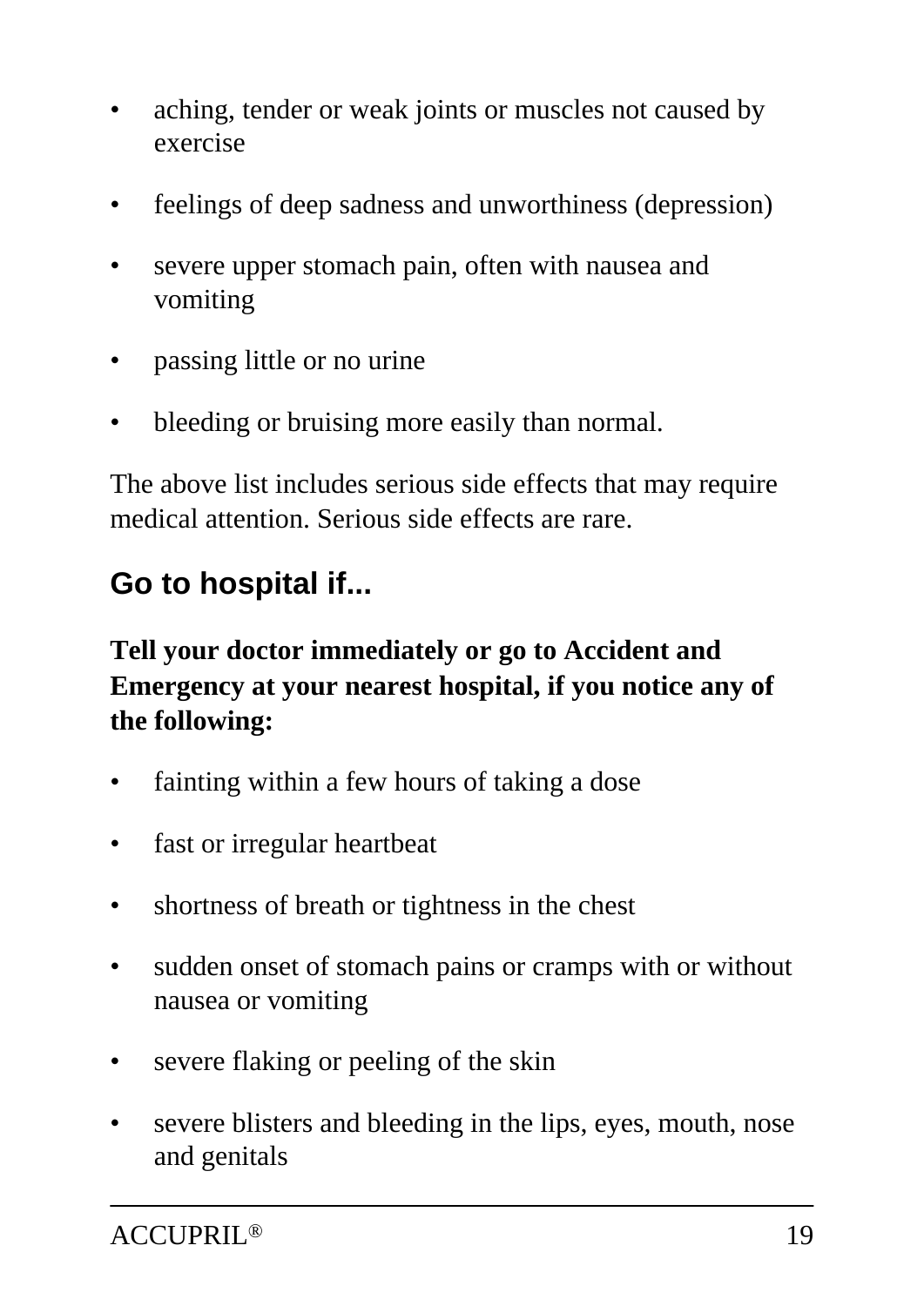- aching, tender or weak joints or muscles not caused by exercise
- feelings of deep sadness and unworthiness (depression)
- severe upper stomach pain, often with nausea and vomiting
- passing little or no urine
- bleeding or bruising more easily than normal.

The above list includes serious side effects that may require medical attention. Serious side effects are rare.

## Go to hospital if...

**Tell your doctor immediately or go to Accident and Emergency at your nearest hospital, if you notice any of the following:**

- fainting within a few hours of taking a dose
- fast or irregular heartbeat
- shortness of breath or tightness in the chest
- sudden onset of stomach pains or cramps with or without nausea or vomiting
- severe flaking or peeling of the skin
- severe blisters and bleeding in the lips, eyes, mouth, nose and genitals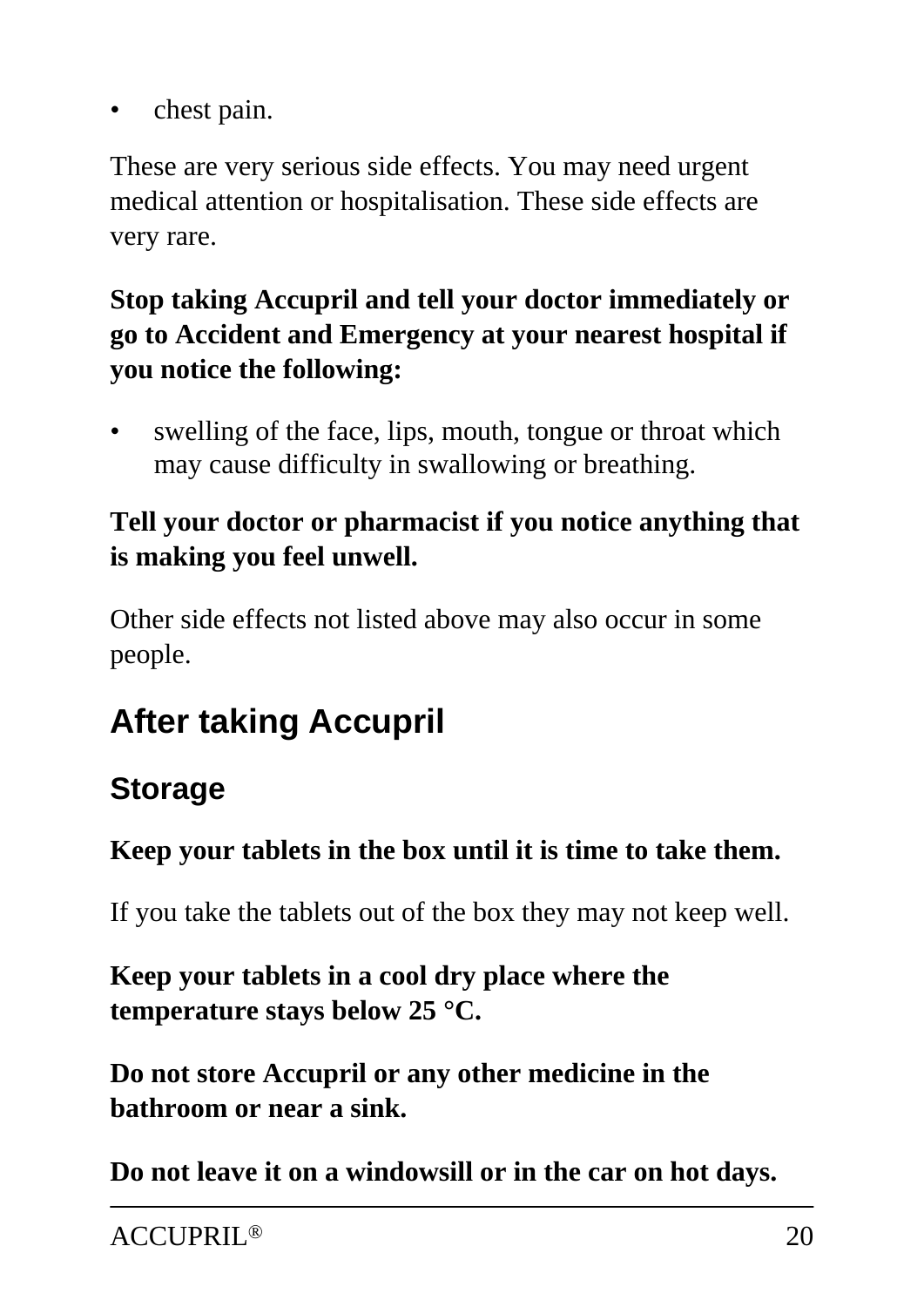- chest pain.

These are very serious side effects. You may need urgent medical attention or hospitalisation. These side effects are very rare.

**Stop taking Accupril and tell your doctor immediately or go to Accident and Emergency at your nearest hospital if you notice the following:**

- swelling of the face, lips, mouth, tongue or throat which may cause difficulty in swallowing or breathing.

**Tell your doctor or pharmacist if you notice anything that is making you feel unwell.**

Other side effects not listed above may also occur in some people.

# After taking Accupril

## Storage

**Keep your tablets in the box until it is time to take them.**

If you take the tablets out of the box they may not keep well.

**Keep your tablets in a cool dry place where the temperature stays below 25 °C.**

**Do not store Accupril or any other medicine in the bathroom or near a sink.**

**Do not leave it on a windowsill or in the car on hot days.**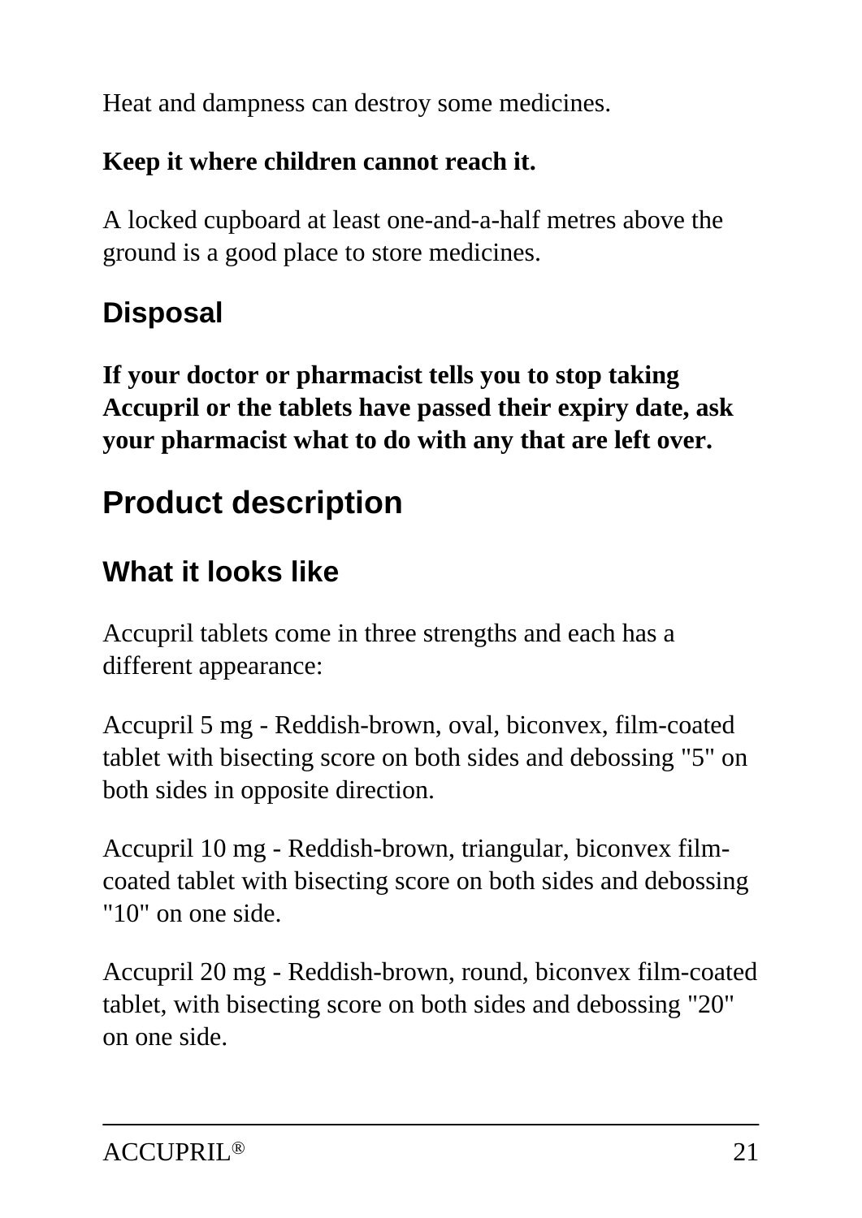Heat and dampness can destroy some medicines.

**Keep it where children cannot reach it.**

A locked cupboard at least one-and-a-half metres above the ground is a good place to store medicines.

### Disposal

**If your doctor or pharmacist tells you to stop taking Accupril or the tablets have passed their expiry date, ask your pharmacist what to do with any that are left over.**

## Product description

### What it looks like

Accupril tablets come in three strengths and each has a different appearance:

Accupril 5 mg - Reddish-brown, oval, biconvex, film-coated tablet with bisecting score on both sides and debossing "5" on both sides in opposite direction.

Accupril 10 mg - Reddish-brown, triangular, biconvex film-coated tablet with bisecting score on both sides and debossing "10" on one side.

Accupril 20 mg - Reddish-brown, round, biconvex film-coated tablet, with bisecting score on both sides and debossing "20" on one side.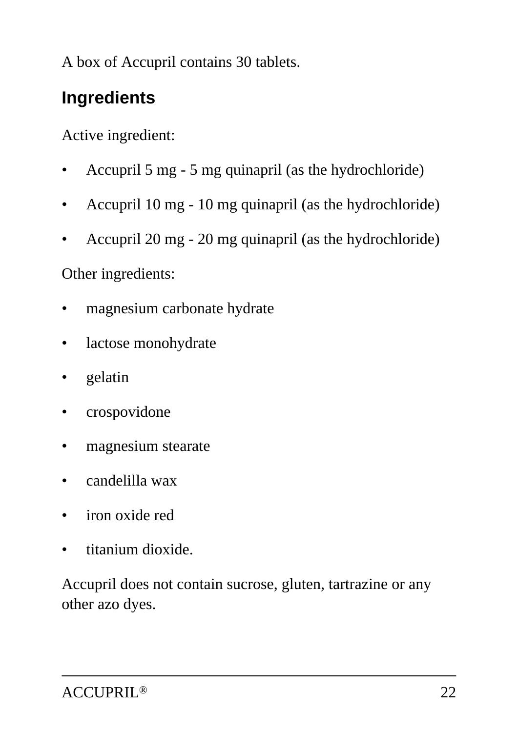A box of Accupril contains 30 tablets.

## Ingredients

Active ingredient:

- Accupril 5 mg - 5 mg quinapril (as the hydrochloride)
- Accupril 10 mg - 10 mg quinapril (as the hydrochloride)
- Accupril 20 mg - 20 mg quinapril (as the hydrochloride)

Other ingredients:

- magnesium carbonate hydrate
- lactose monohydrate
- gelatin
- crospovidone
- magnesium stearate
- candelilla wax
- iron oxide red
- titanium dioxide.

Accupril does not contain sucrose, gluten, tartrazine or any other azo dyes.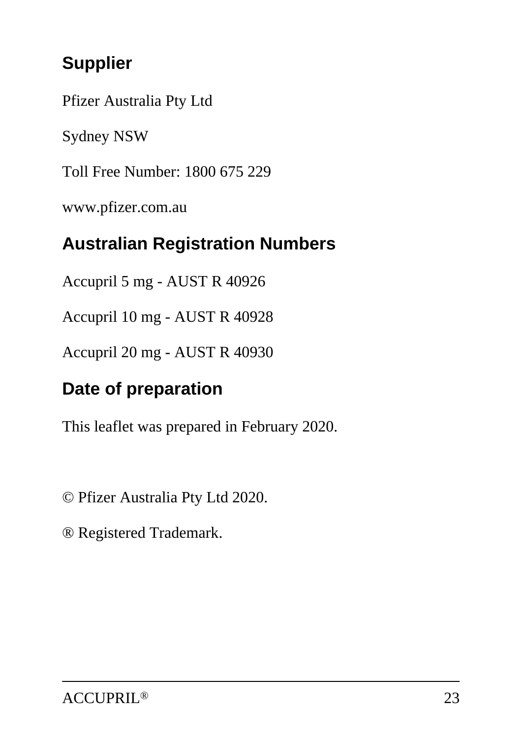## Supplier

Pfizer Australia Pty Ltd

Sydney NSW

Toll Free Number: 1800 675 229

www.pfizer.com.au

## Australian Registration Numbers

Accupril 5 mg - AUST R 40926

Accupril 10 mg - AUST R 40928

Accupril 20 mg - AUST R 40930

## Date of preparation

This leaflet was prepared in February 2020.

© Pfizer Australia Pty Ltd 2020.

® Registered Trademark.